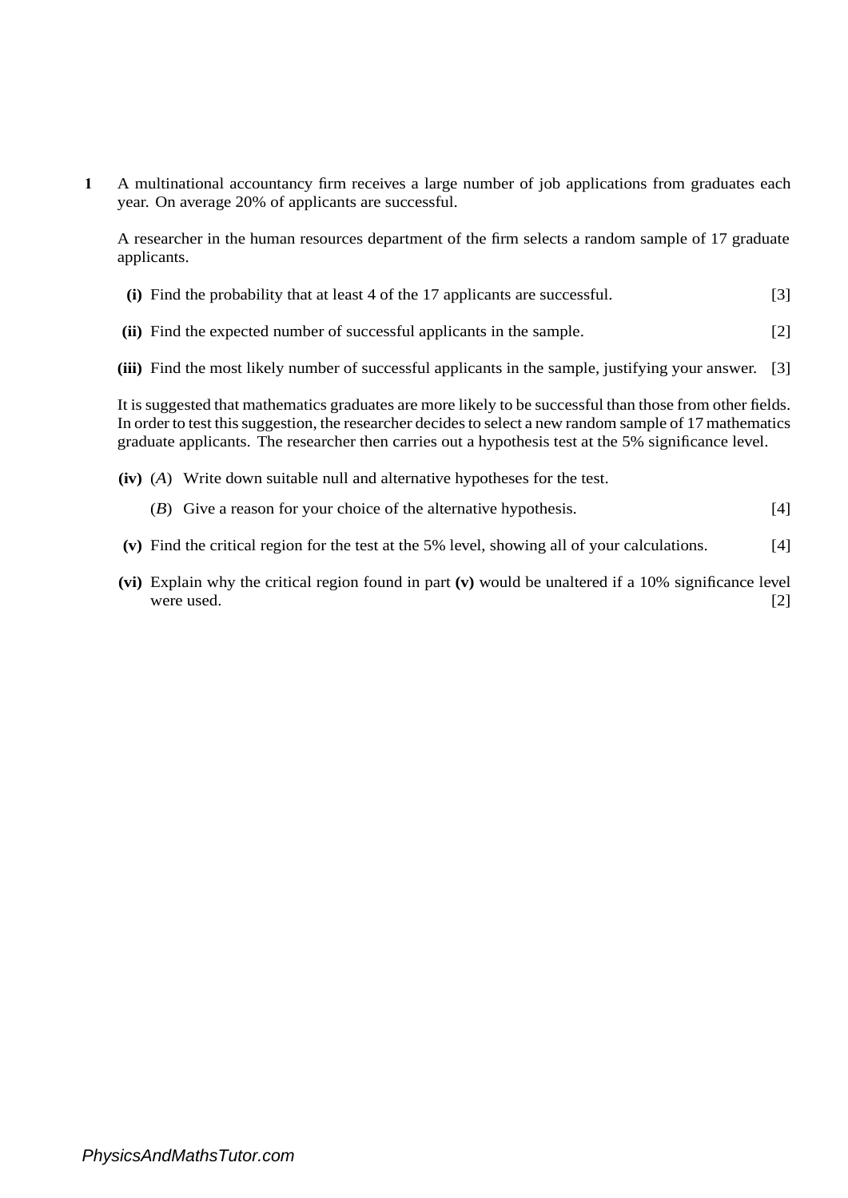**1** A multinational accountancy firm receives a large number of job applications from graduates each year. On average 20% of applicants are successful.

A researcher in the human resources department of the firm selects a random sample of 17 graduate applicants.

**(i)** Find the probability that at least 4 of the 17 applicants are successful. [3]

**(ii)** Find the expected number of successful applicants in the sample. [2]

**(iii)** Find the most likely number of successful applicants in the sample, justifying your answer. [3]

It is suggested that mathematics graduates are more likely to be successful than those from other fields. In order to test this suggestion, the researcher decides to select a new random sample of 17 mathematics graduate applicants. The researcher then carries out a hypothesis test at the 5% significance level.

**(iv)** ($A$) Write down suitable null and alternative hypotheses for the test.

($B$) Give a reason for your choice of the alternative hypothesis. [4]

**(v)** Find the critical region for the test at the 5% level, showing all of your calculations. [4]

**(vi)** Explain why the critical region found in part **(v)** would be unaltered if a 10% significance level were used. [2]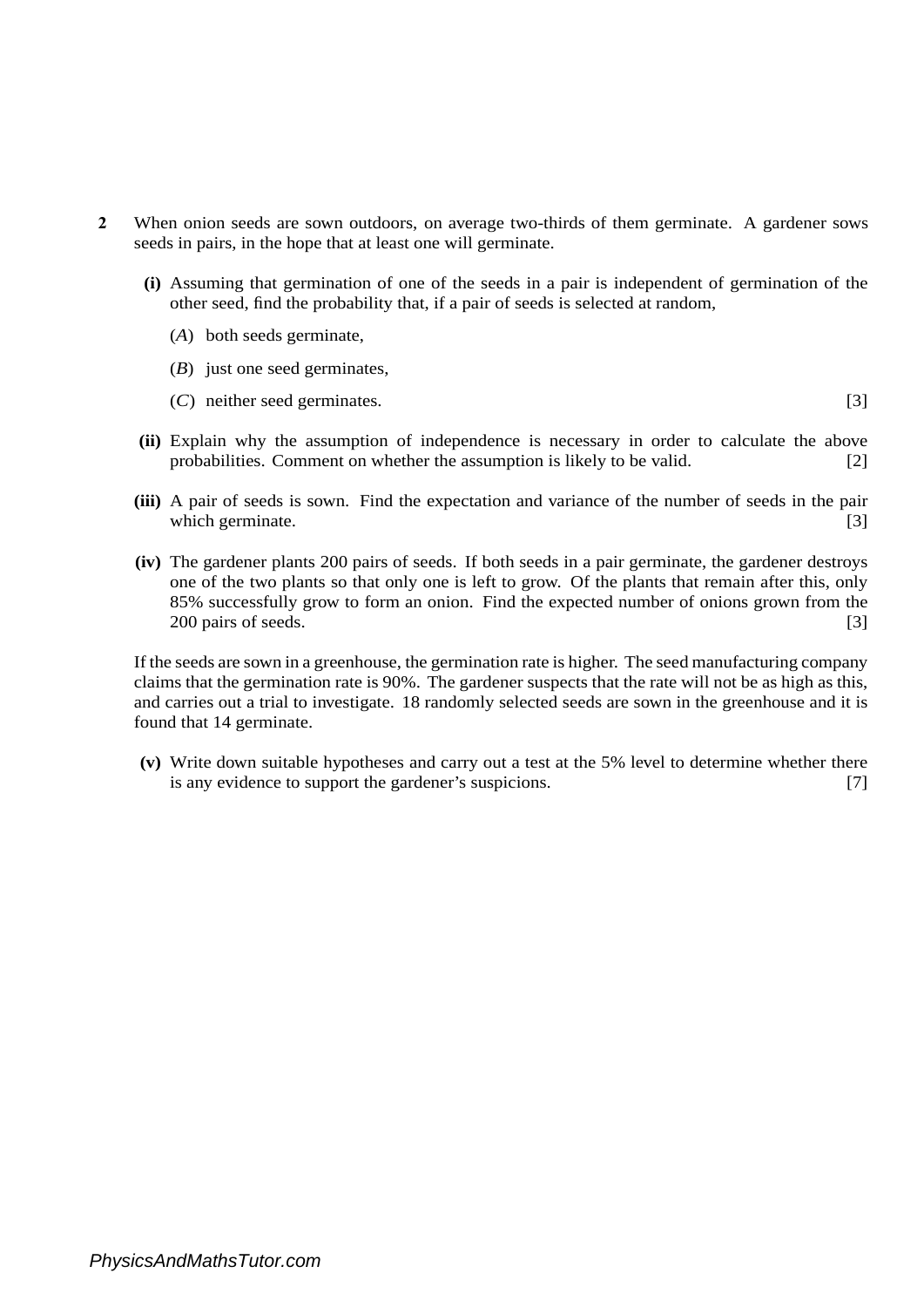**2** When onion seeds are sown outdoors, on average two-thirds of them germinate. A gardener sows seeds in pairs, in the hope that at least one will germinate.

**(i)** Assuming that germination of one of the seeds in a pair is independent of germination of the other seed, find the probability that, if a pair of seeds is selected at random,

($A$) both seeds germinate,

($B$) just one seed germinates,

($C$) neither seed germinates. [3]

**(ii)** Explain why the assumption of independence is necessary in order to calculate the above probabilities. Comment on whether the assumption is likely to be valid. [2]

**(iii)** A pair of seeds is sown. Find the expectation and variance of the number of seeds in the pair which germinate. [3]

**(iv)** The gardener plants 200 pairs of seeds. If both seeds in a pair germinate, the gardener destroys one of the two plants so that only one is left to grow. Of the plants that remain after this, only 85% successfully grow to form an onion. Find the expected number of onions grown from the 200 pairs of seeds. [3]

If the seeds are sown in a greenhouse, the germination rate is higher. The seed manufacturing company claims that the germination rate is 90%. The gardener suspects that the rate will not be as high as this, and carries out a trial to investigate. 18 randomly selected seeds are sown in the greenhouse and it is found that 14 germinate.

**(v)** Write down suitable hypotheses and carry out a test at the 5% level to determine whether there is any evidence to support the gardener's suspicions. [7]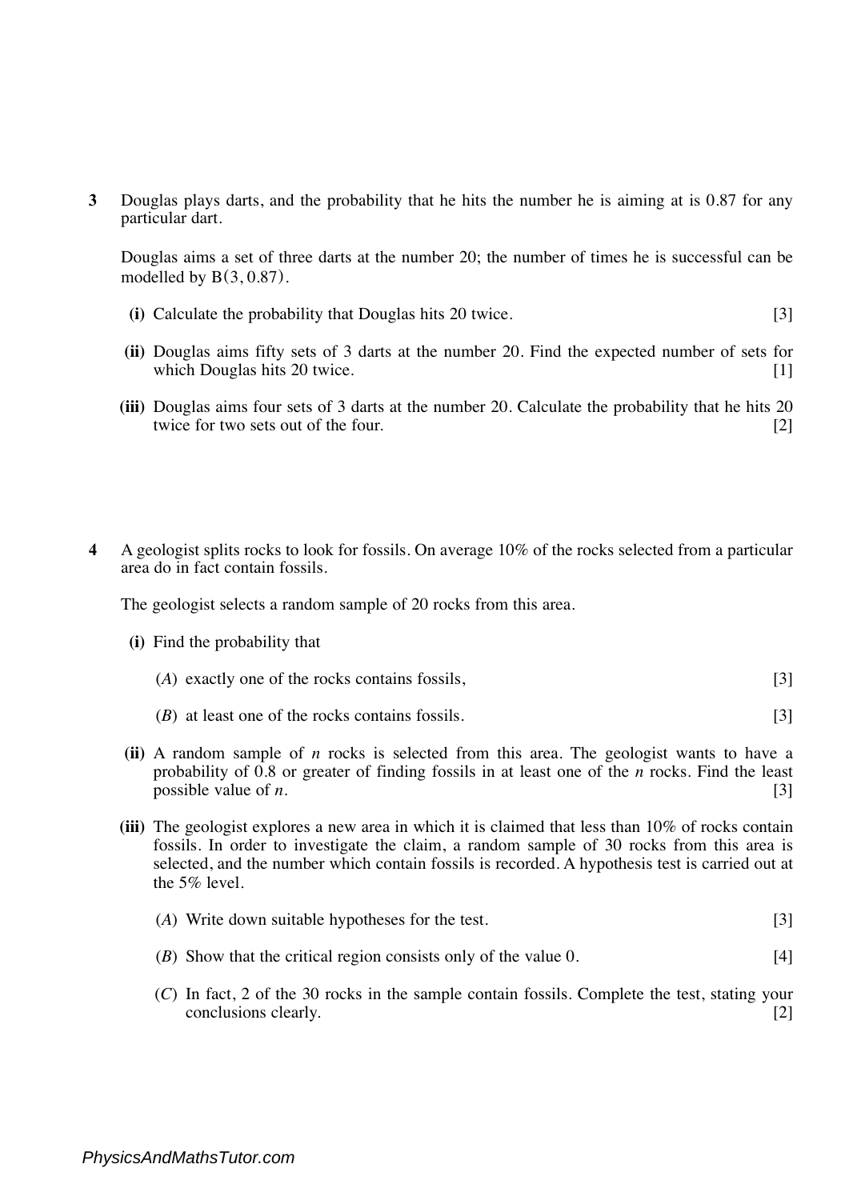**3** Douglas plays darts, and the probability that he hits the number he is aiming at is 0.87 for any particular dart.

Douglas aims a set of three darts at the number 20; the number of times he is successful can be modelled by $B(3, 0.87)$.

**(i)** Calculate the probability that Douglas hits 20 twice. [3]

**(ii)** Douglas aims fifty sets of 3 darts at the number 20. Find the expected number of sets for which Douglas hits 20 twice. [1]

**(iii)** Douglas aims four sets of 3 darts at the number 20. Calculate the probability that he hits 20 twice for two sets out of the four. [2]

**4** A geologist splits rocks to look for fossils. On average 10% of the rocks selected from a particular area do in fact contain fossils.

The geologist selects a random sample of 20 rocks from this area.

**(i)** Find the probability that

(*A*) exactly one of the rocks contains fossils, [3]

(*B*) at least one of the rocks contains fossils. [3]

**(ii)** A random sample of $n$ rocks is selected from this area. The geologist wants to have a probability of 0.8 or greater of finding fossils in at least one of the $n$ rocks. Find the least possible value of $n$. [3]

**(iii)** The geologist explores a new area in which it is claimed that less than 10% of rocks contain fossils. In order to investigate the claim, a random sample of 30 rocks from this area is selected, and the number which contain fossils is recorded. A hypothesis test is carried out at the 5% level.

(*A*) Write down suitable hypotheses for the test. [3]

(*B*) Show that the critical region consists only of the value 0. [4]

(*C*) In fact, 2 of the 30 rocks in the sample contain fossils. Complete the test, stating your conclusions clearly. [2]